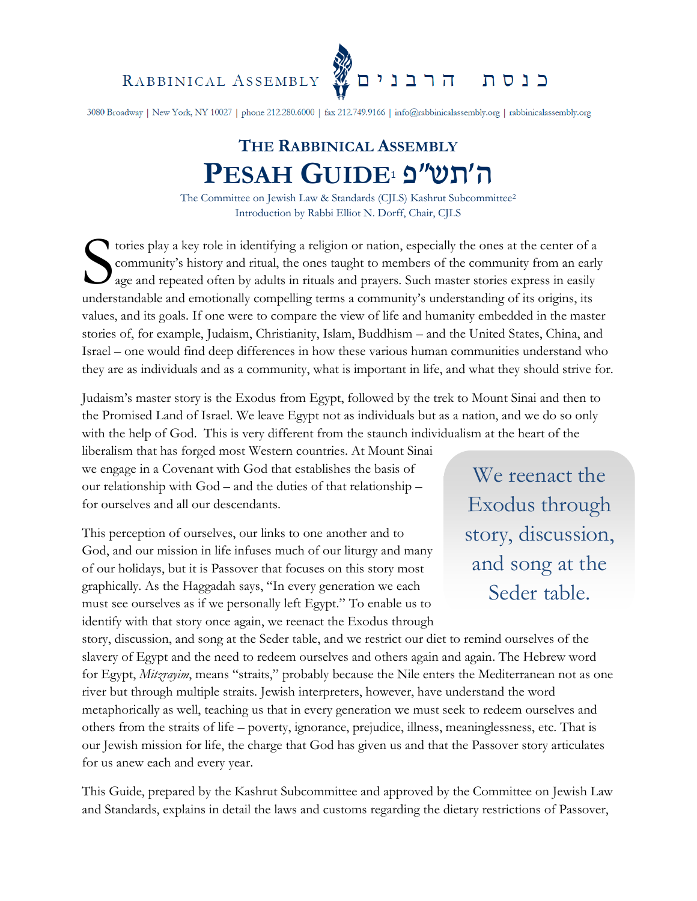RABBINICAL ASSEMBLY כנסת הרבנים

3080 Broadway | New York, NY 10027 | phone 212.280.6000 | fax 212.749.9166 | info@rabbinicalassembly.org | rabbinicalassembly.org

# THE RABBINICAL ASSEMBLY
# PESAH GUIDE[1] ה'תש"פ

The Committee on Jewish Law & Standards (CJLS) Kashrut Subcommittee[2]
Introduction by Rabbi Elliot N. Dorff, Chair, CJLS

Stories play a key role in identifying a religion or nation, especially the ones at the center of a community's history and ritual, the ones taught to members of the community from an early age and repeated often by adults in rituals and prayers. Such master stories express in easily understandable and emotionally compelling terms a community's understanding of its origins, its values, and its goals. If one were to compare the view of life and humanity embedded in the master stories of, for example, Judaism, Christianity, Islam, Buddhism – and the United States, China, and Israel – one would find deep differences in how these various human communities understand who they are as individuals and as a community, what is important in life, and what they should strive for.

Judaism's master story is the Exodus from Egypt, followed by the trek to Mount Sinai and then to the Promised Land of Israel. We leave Egypt not as individuals but as a nation, and we do so only with the help of God. This is very different from the staunch individualism at the heart of the liberalism that has forged most Western countries. At Mount Sinai we engage in a Covenant with God that establishes the basis of our relationship with God – and the duties of that relationship – for ourselves and all our descendants.

> We reenact the Exodus through story, discussion, and song at the Seder table.

This perception of ourselves, our links to one another and to God, and our mission in life infuses much of our liturgy and many of our holidays, but it is Passover that focuses on this story most graphically. As the Haggadah says, "In every generation we each must see ourselves as if we personally left Egypt." To enable us to identify with that story once again, we reenact the Exodus through story, discussion, and song at the Seder table, and we restrict our diet to remind ourselves of the slavery of Egypt and the need to redeem ourselves and others again and again. The Hebrew word for Egypt, *Mitzrayim*, means "straits," probably because the Nile enters the Mediterranean not as one river but through multiple straits. Jewish interpreters, however, have understand the word metaphorically as well, teaching us that in every generation we must seek to redeem ourselves and others from the straits of life – poverty, ignorance, prejudice, illness, meaninglessness, etc. That is our Jewish mission for life, the charge that God has given us and that the Passover story articulates for us anew each and every year.

This Guide, prepared by the Kashrut Subcommittee and approved by the Committee on Jewish Law and Standards, explains in detail the laws and customs regarding the dietary restrictions of Passover,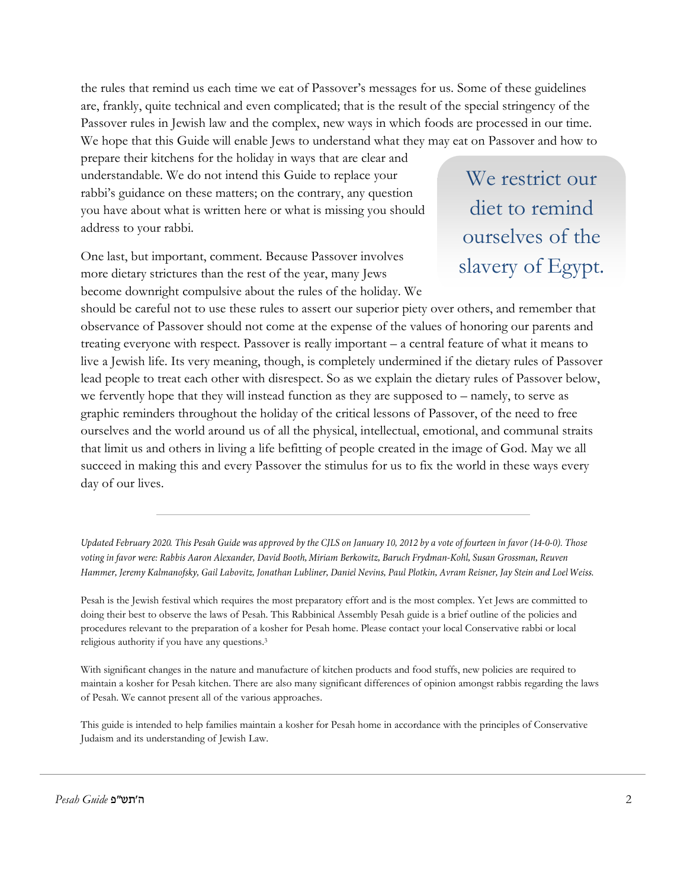the rules that remind us each time we eat of Passover's messages for us. Some of these guidelines are, frankly, quite technical and even complicated; that is the result of the special stringency of the Passover rules in Jewish law and the complex, new ways in which foods are processed in our time. We hope that this Guide will enable Jews to understand what they may eat on Passover and how to prepare their kitchens for the holiday in ways that are clear and understandable. We do not intend this Guide to replace your rabbi's guidance on these matters; on the contrary, any question you have about what is written here or what is missing you should address to your rabbi.

> We restrict our diet to remind ourselves of the slavery of Egypt.

One last, but important, comment. Because Passover involves more dietary strictures than the rest of the year, many Jews become downright compulsive about the rules of the holiday. We should be careful not to use these rules to assert our superior piety over others, and remember that observance of Passover should not come at the expense of the values of honoring our parents and treating everyone with respect. Passover is really important – a central feature of what it means to live a Jewish life. Its very meaning, though, is completely undermined if the dietary rules of Passover lead people to treat each other with disrespect. So as we explain the dietary rules of Passover below, we fervently hope that they will instead function as they are supposed to – namely, to serve as graphic reminders throughout the holiday of the critical lessons of Passover, of the need to free ourselves and the world around us of all the physical, intellectual, emotional, and communal straits that limit us and others in living a life befitting of people created in the image of God. May we all succeed in making this and every Passover the stimulus for us to fix the world in these ways every day of our lives.

---

*Updated February 2020. This Pesah Guide was approved by the CJLS on January 10, 2012 by a vote of fourteen in favor (14-0-0). Those voting in favor were: Rabbis Aaron Alexander, David Booth, Miriam Berkowitz, Baruch Frydman-Kohl, Susan Grossman, Reuven Hammer, Jeremy Kalmanofsky, Gail Labovitz, Jonathan Lubliner, Daniel Nevins, Paul Plotkin, Avram Reisner, Jay Stein and Loel Weiss.*

Pesah is the Jewish festival which requires the most preparatory effort and is the most complex. Yet Jews are committed to doing their best to observe the laws of Pesah. This Rabbinical Assembly Pesah guide is a brief outline of the policies and procedures relevant to the preparation of a kosher for Pesah home. Please contact your local Conservative rabbi or local religious authority if you have any questions.[3]

With significant changes in the nature and manufacture of kitchen products and food stuffs, new policies are required to maintain a kosher for Pesah kitchen. There are also many significant differences of opinion amongst rabbis regarding the laws of Pesah. We cannot present all of the various approaches.

This guide is intended to help families maintain a kosher for Pesah home in accordance with the principles of Conservative Judaism and its understanding of Jewish Law.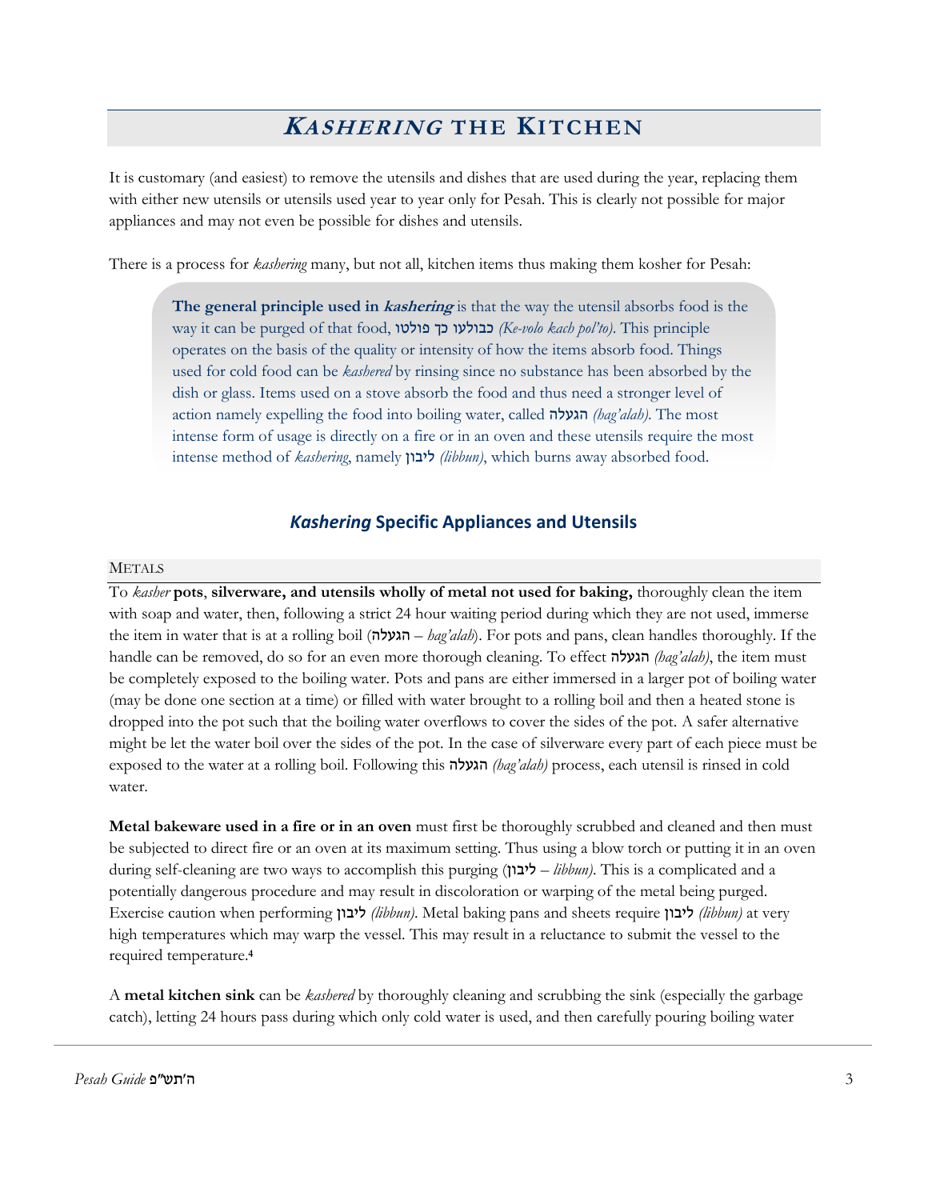# *Kashering* the Kitchen

It is customary (and easiest) to remove the utensils and dishes that are used during the year, replacing them with either new utensils or utensils used year to year only for Pesah. This is clearly not possible for major appliances and may not even be possible for dishes and utensils.

There is a process for *kashering* many, but not all, kitchen items thus making them kosher for Pesah:

> **The general principle used in *kashering*** is that the way the utensil absorbs food is the way it can be purged of that food, כבולעו כך פולטו *(Ke-volo kach pol'to)*. This principle operates on the basis of the quality or intensity of how the items absorb food. Things used for cold food can be *kashered* by rinsing since no substance has been absorbed by the dish or glass. Items used on a stove absorb the food and thus need a stronger level of action namely expelling the food into boiling water, called הגעלה *(hag'alah)*. The most intense form of usage is directly on a fire or in an oven and these utensils require the most intense method of *kashering*, namely ליבון *(libbun)*, which burns away absorbed food.

## *Kashering* Specific Appliances and Utensils

### Metals

To *kasher* **pots**, **silverware, and utensils wholly of metal not used for baking,** thoroughly clean the item with soap and water, then, following a strict 24 hour waiting period during which they are not used, immerse the item in water that is at a rolling boil (הגעלה – *hag'alah*). For pots and pans, clean handles thoroughly. If the handle can be removed, do so for an even more thorough cleaning. To effect הגעלה *(hag'alah)*, the item must be completely exposed to the boiling water. Pots and pans are either immersed in a larger pot of boiling water (may be done one section at a time) or filled with water brought to a rolling boil and then a heated stone is dropped into the pot such that the boiling water overflows to cover the sides of the pot. A safer alternative might be let the water boil over the sides of the pot. In the case of silverware every part of each piece must be exposed to the water at a rolling boil. Following this הגעלה *(hag'alah)* process, each utensil is rinsed in cold water.

**Metal bakeware used in a fire or in an oven** must first be thoroughly scrubbed and cleaned and then must be subjected to direct fire or an oven at its maximum setting. Thus using a blow torch or putting it in an oven during self-cleaning are two ways to accomplish this purging (ליבון – *libbun)*. This is a complicated and a potentially dangerous procedure and may result in discoloration or warping of the metal being purged. Exercise caution when performing ליבון *(libbun)*. Metal baking pans and sheets require ליבון *(libbun)* at very high temperatures which may warp the vessel. This may result in a reluctance to submit the vessel to the required temperature.[4]

A **metal kitchen sink** can be *kashered* by thoroughly cleaning and scrubbing the sink (especially the garbage catch), letting 24 hours pass during which only cold water is used, and then carefully pouring boiling water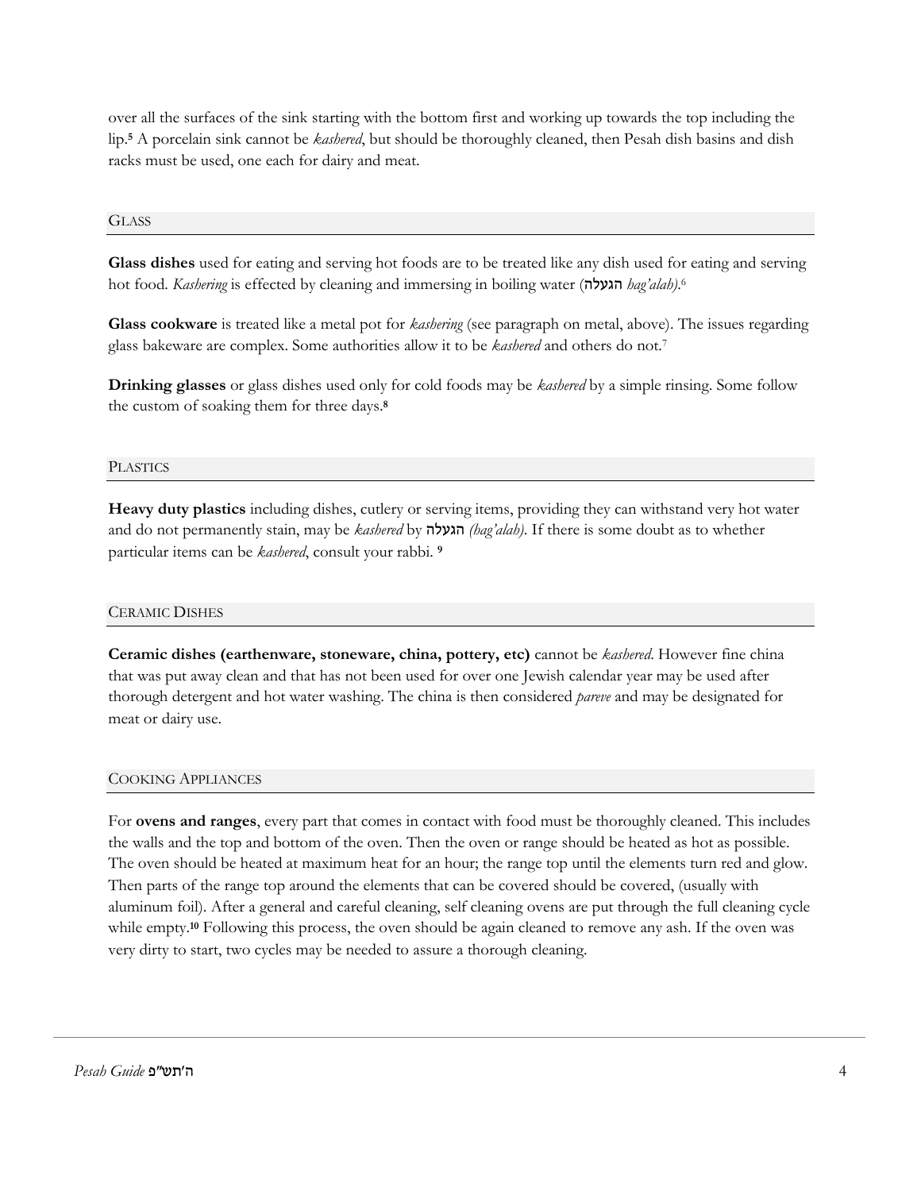over all the surfaces of the sink starting with the bottom first and working up towards the top including the lip.[5] A porcelain sink cannot be *kashered*, but should be thoroughly cleaned, then Pesah dish basins and dish racks must be used, one each for dairy and meat.

## Glass

**Glass dishes** used for eating and serving hot foods are to be treated like any dish used for eating and serving hot food. *Kashering* is effected by cleaning and immersing in boiling water (הגעלה *hag'alah)*.[6]

**Glass cookware** is treated like a metal pot for *kashering* (see paragraph on metal, above). The issues regarding glass bakeware are complex. Some authorities allow it to be *kashered* and others do not.[7]

**Drinking glasses** or glass dishes used only for cold foods may be *kashered* by a simple rinsing. Some follow the custom of soaking them for three days.[8]

## Plastics

**Heavy duty plastics** including dishes, cutlery or serving items, providing they can withstand very hot water and do not permanently stain, may be *kashered* by הגעלה *(hag'alah)*. If there is some doubt as to whether particular items can be *kashered*, consult your rabbi. [9]

## Ceramic Dishes

**Ceramic dishes (earthenware, stoneware, china, pottery, etc)** cannot be *kashered*. However fine china that was put away clean and that has not been used for over one Jewish calendar year may be used after thorough detergent and hot water washing. The china is then considered *pareve* and may be designated for meat or dairy use.

## Cooking Appliances

For **ovens and ranges**, every part that comes in contact with food must be thoroughly cleaned. This includes the walls and the top and bottom of the oven. Then the oven or range should be heated as hot as possible. The oven should be heated at maximum heat for an hour; the range top until the elements turn red and glow. Then parts of the range top around the elements that can be covered should be covered, (usually with aluminum foil). After a general and careful cleaning, self cleaning ovens are put through the full cleaning cycle while empty.[10] Following this process, the oven should be again cleaned to remove any ash. If the oven was very dirty to start, two cycles may be needed to assure a thorough cleaning.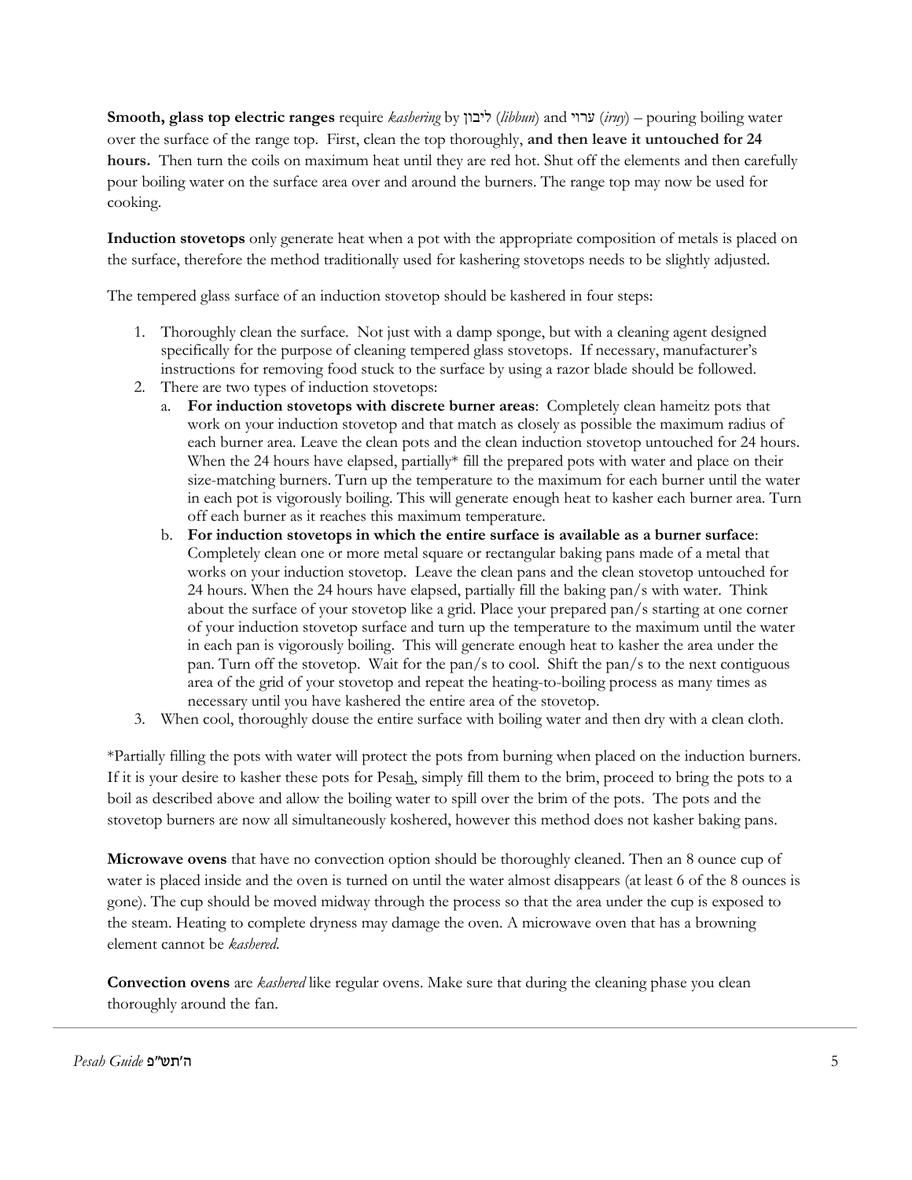**Smooth, glass top electric ranges** require *kashering* by ליבון (*libbun*) and ערוי (*iruy*) – pouring boiling water over the surface of the range top. First, clean the top thoroughly, **and then leave it untouched for 24 hours.** Then turn the coils on maximum heat until they are red hot. Shut off the elements and then carefully pour boiling water on the surface area over and around the burners. The range top may now be used for cooking.

**Induction stovetops** only generate heat when a pot with the appropriate composition of metals is placed on the surface, therefore the method traditionally used for kashering stovetops needs to be slightly adjusted.

The tempered glass surface of an induction stovetop should be kashered in four steps:

1. Thoroughly clean the surface. Not just with a damp sponge, but with a cleaning agent designed specifically for the purpose of cleaning tempered glass stovetops. If necessary, manufacturer's instructions for removing food stuck to the surface by using a razor blade should be followed.
2. There are two types of induction stovetops:
   a. **For induction stovetops with discrete burner areas**: Completely clean hameitz pots that work on your induction stovetop and that match as closely as possible the maximum radius of each burner area. Leave the clean pots and the clean induction stovetop untouched for 24 hours. When the 24 hours have elapsed, partially* fill the prepared pots with water and place on their size-matching burners. Turn up the temperature to the maximum for each burner until the water in each pot is vigorously boiling. This will generate enough heat to kasher each burner area. Turn off each burner as it reaches this maximum temperature.
   b. **For induction stovetops in which the entire surface is available as a burner surface**: Completely clean one or more metal square or rectangular baking pans made of a metal that works on your induction stovetop. Leave the clean pans and the clean stovetop untouched for 24 hours. When the 24 hours have elapsed, partially fill the baking pan/s with water. Think about the surface of your stovetop like a grid. Place your prepared pan/s starting at one corner of your induction stovetop surface and turn up the temperature to the maximum until the water in each pan is vigorously boiling. This will generate enough heat to kasher the area under the pan. Turn off the stovetop. Wait for the pan/s to cool. Shift the pan/s to the next contiguous area of the grid of your stovetop and repeat the heating-to-boiling process as many times as necessary until you have kashered the entire area of the stovetop.
3. When cool, thoroughly douse the entire surface with boiling water and then dry with a clean cloth.

*Partially filling the pots with water will protect the pots from burning when placed on the induction burners. If it is your desire to kasher these pots for Pesah, simply fill them to the brim, proceed to bring the pots to a boil as described above and allow the boiling water to spill over the brim of the pots. The pots and the stovetop burners are now all simultaneously koshered, however this method does not kasher baking pans.

**Microwave ovens** that have no convection option should be thoroughly cleaned. Then an 8 ounce cup of water is placed inside and the oven is turned on until the water almost disappears (at least 6 of the 8 ounces is gone). The cup should be moved midway through the process so that the area under the cup is exposed to the steam. Heating to complete dryness may damage the oven. A microwave oven that has a browning element cannot be *kashered*.

**Convection ovens** are *kashered* like regular ovens. Make sure that during the cleaning phase you clean thoroughly around the fan.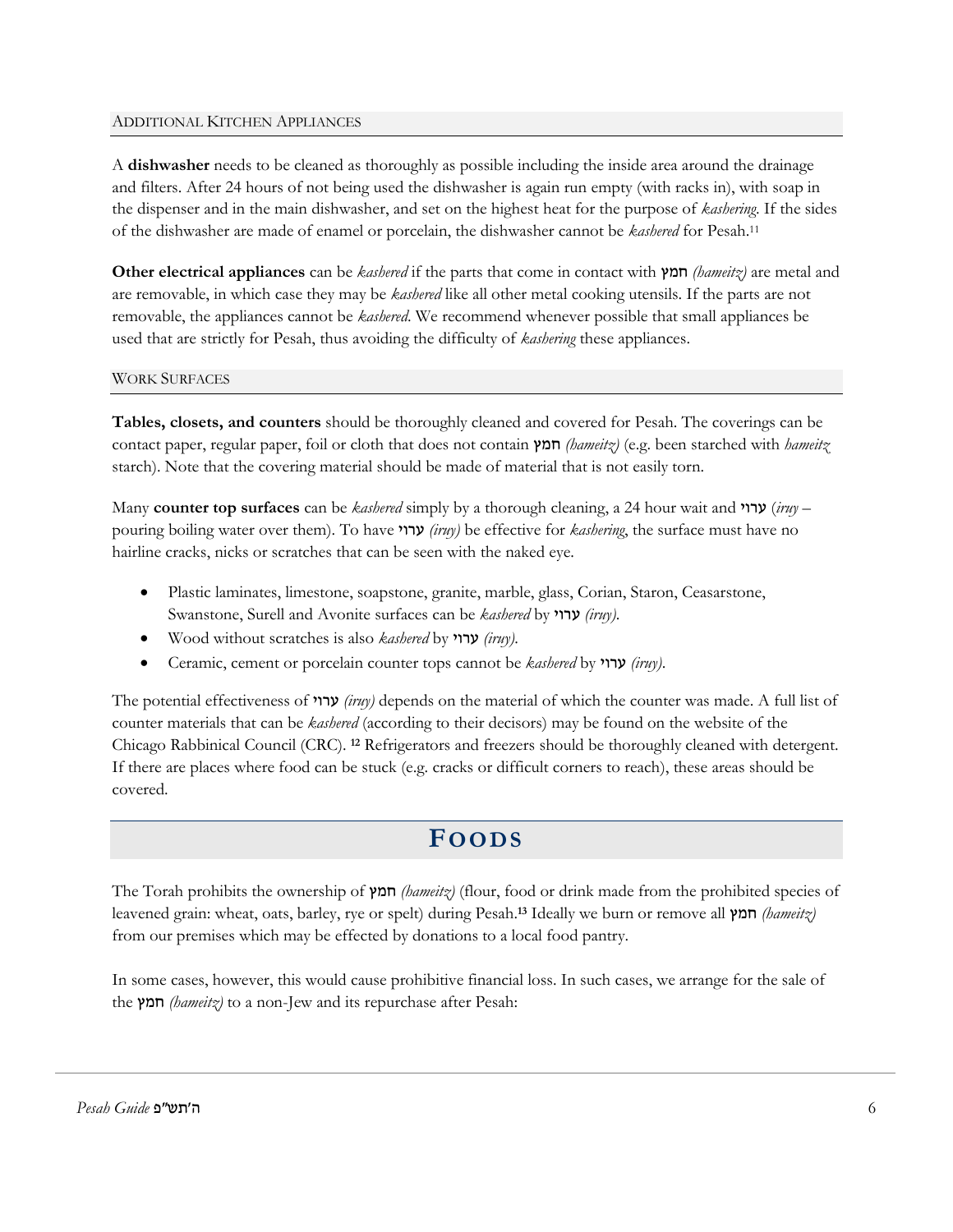### Additional Kitchen Appliances

A **dishwasher** needs to be cleaned as thoroughly as possible including the inside area around the drainage and filters. After 24 hours of not being used the dishwasher is again run empty (with racks in), with soap in the dispenser and in the main dishwasher, and set on the highest heat for the purpose of *kashering*. If the sides of the dishwasher are made of enamel or porcelain, the dishwasher cannot be *kashered* for Pesah.[11]

**Other electrical appliances** can be *kashered* if the parts that come in contact with חמץ *(hameitz)* are metal and are removable, in which case they may be *kashered* like all other metal cooking utensils. If the parts are not removable, the appliances cannot be *kashered*. We recommend whenever possible that small appliances be used that are strictly for Pesah, thus avoiding the difficulty of *kashering* these appliances.

### Work Surfaces

**Tables, closets, and counters** should be thoroughly cleaned and covered for Pesah. The coverings can be contact paper, regular paper, foil or cloth that does not contain חמץ *(hameitz)* (e.g. been starched with *hameitz* starch). Note that the covering material should be made of material that is not easily torn.

Many **counter top surfaces** can be *kashered* simply by a thorough cleaning, a 24 hour wait and ערוי (*iruy* – pouring boiling water over them). To have ערוי *(iruy)* be effective for *kashering*, the surface must have no hairline cracks, nicks or scratches that can be seen with the naked eye.

- Plastic laminates, limestone, soapstone, granite, marble, glass, Corian, Staron, Ceasarstone, Swanstone, Surell and Avonite surfaces can be *kashered* by ערוי *(iruy)*.
- Wood without scratches is also *kashered* by ערוי *(iruy)*.
- Ceramic, cement or porcelain counter tops cannot be *kashered* by ערוי *(iruy)*.

The potential effectiveness of ערוי *(iruy)* depends on the material of which the counter was made. A full list of counter materials that can be *kashered* (according to their decisors) may be found on the website of the Chicago Rabbinical Council (CRC). [12] Refrigerators and freezers should be thoroughly cleaned with detergent. If there are places where food can be stuck (e.g. cracks or difficult corners to reach), these areas should be covered.

## Foods

The Torah prohibits the ownership of חמץ *(hameitz)* (flour, food or drink made from the prohibited species of leavened grain: wheat, oats, barley, rye or spelt) during Pesah.[13] Ideally we burn or remove all חמץ *(hameitz)* from our premises which may be effected by donations to a local food pantry.

In some cases, however, this would cause prohibitive financial loss. In such cases, we arrange for the sale of the חמץ *(hameitz)* to a non-Jew and its repurchase after Pesah: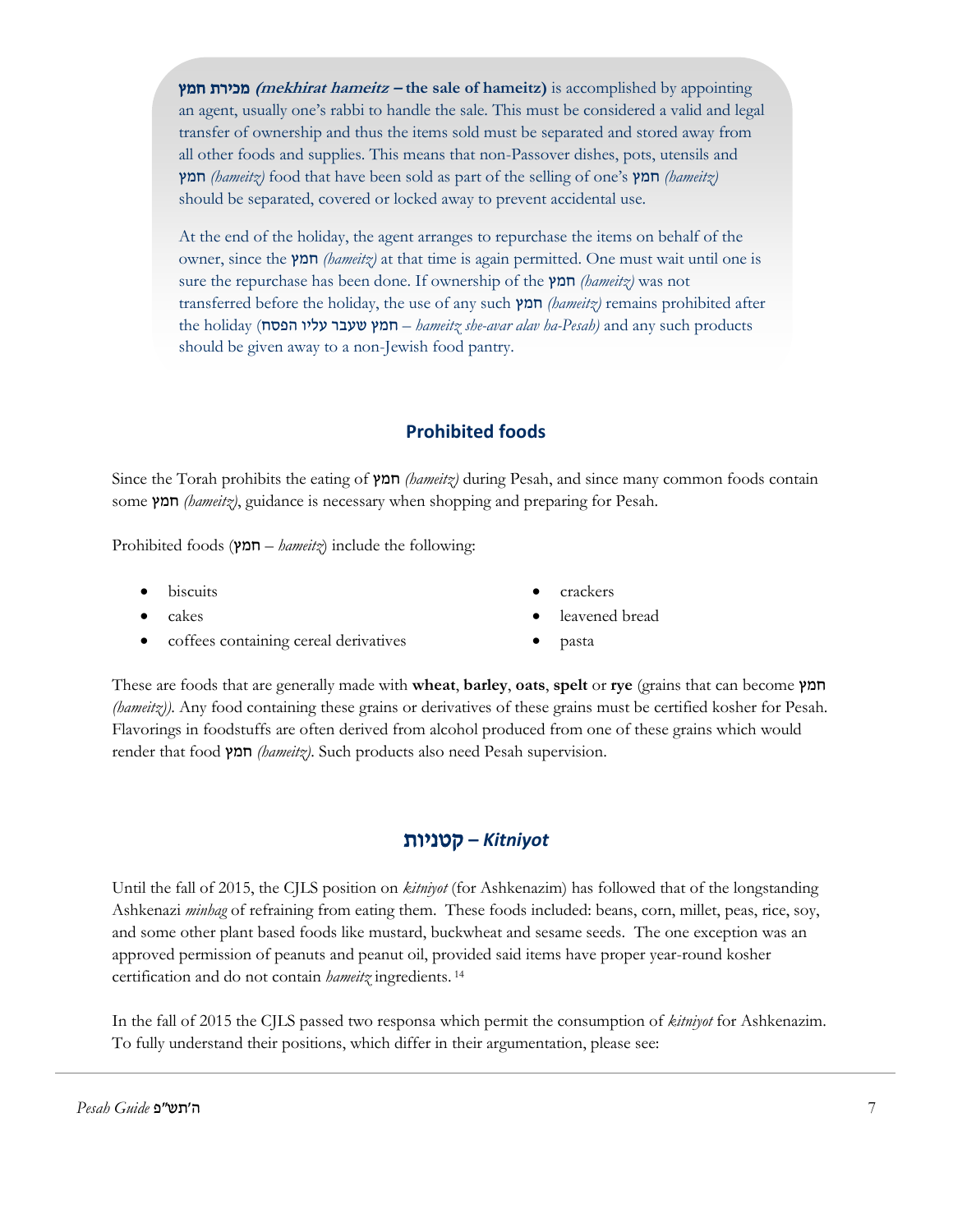**מכירת חמץ *(mekhirat hameitz* – the sale of hameitz)** is accomplished by appointing an agent, usually one's rabbi to handle the sale. This must be considered a valid and legal transfer of ownership and thus the items sold must be separated and stored away from all other foods and supplies. This means that non-Passover dishes, pots, utensils and חמץ *(hameitz)* food that have been sold as part of the selling of one's חמץ *(hameitz)* should be separated, covered or locked away to prevent accidental use.

At the end of the holiday, the agent arranges to repurchase the items on behalf of the owner, since the חמץ *(hameitz)* at that time is again permitted. One must wait until one is sure the repurchase has been done. If ownership of the חמץ *(hameitz)* was not transferred before the holiday, the use of any such חמץ *(hameitz)* remains prohibited after the holiday (חמץ שעבר עליו הפסח – *hameitz she-avar alav ha-Pesah)* and any such products should be given away to a non-Jewish food pantry.

## Prohibited foods

Since the Torah prohibits the eating of חמץ *(hameitz)* during Pesah, and since many common foods contain some חמץ *(hameitz)*, guidance is necessary when shopping and preparing for Pesah.

Prohibited foods (חמץ – *hameitz*) include the following:

- biscuits
- cakes
- coffees containing cereal derivatives
- crackers
- leavened bread
- pasta

These are foods that are generally made with **wheat**, **barley**, **oats**, **spelt** or **rye** (grains that can become חמץ *(hameitz)*). Any food containing these grains or derivatives of these grains must be certified kosher for Pesah. Flavorings in foodstuffs are often derived from alcohol produced from one of these grains which would render that food חמץ *(hameitz)*. Such products also need Pesah supervision.

## קטניות – *Kitniyot*

Until the fall of 2015, the CJLS position on *kitniyot* (for Ashkenazim) has followed that of the longstanding Ashkenazi *minhag* of refraining from eating them. These foods included: beans, corn, millet, peas, rice, soy, and some other plant based foods like mustard, buckwheat and sesame seeds. The one exception was an approved permission of peanuts and peanut oil, provided said items have proper year-round kosher certification and do not contain *hametz* ingredients.[14]

In the fall of 2015 the CJLS passed two responsa which permit the consumption of *kitniyot* for Ashkenazim. To fully understand their positions, which differ in their argumentation, please see: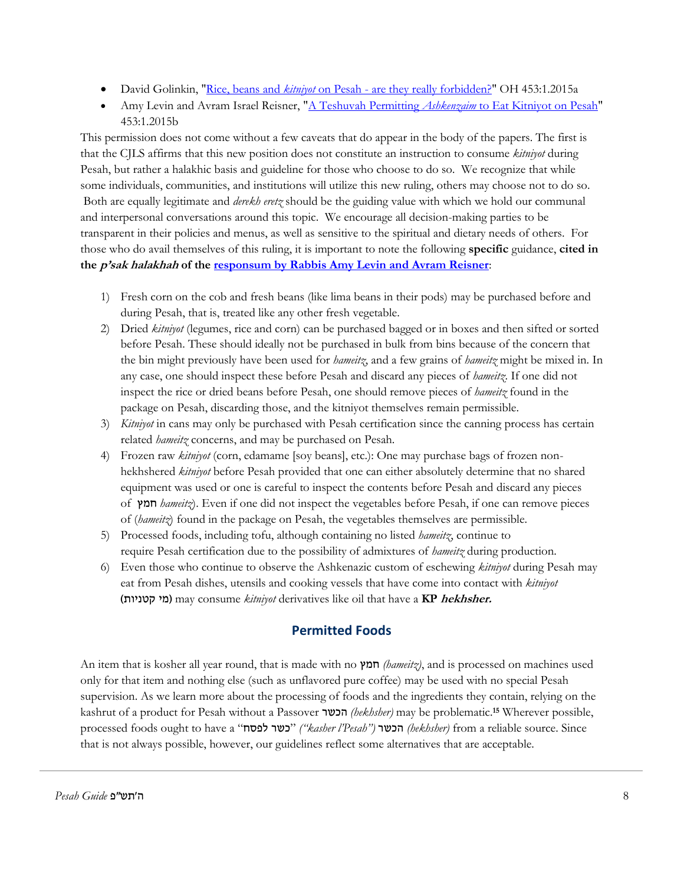- David Golinkin, "[Rice, beans and *kitniyot* on Pesah - are they really forbidden?]" OH 453:1.2015a
- Amy Levin and Avram Israel Reisner, "[A Teshuvah Permitting *Ashkenzaim* to Eat Kitniyot on Pesah]" 453:1.2015b

This permission does not come without a few caveats that do appear in the body of the papers. The first is that the CJLS affirms that this new position does not constitute an instruction to consume *kitniyot* during Pesah, but rather a halakhic basis and guideline for those who choose to do so. We recognize that while some individuals, communities, and institutions will utilize this new ruling, others may choose not to do so. Both are equally legitimate and *derekh eretz* should be the guiding value with which we hold our communal and interpersonal conversations around this topic. We encourage all decision-making parties to be transparent in their policies and menus, as well as sensitive to the spiritual and dietary needs of others. For those who do avail themselves of this ruling, it is important to note the following **specific** guidance, **cited in the *p'sak halakhah* of the [responsum by Rabbis Amy Levin and Avram Reisner]**:

1) Fresh corn on the cob and fresh beans (like lima beans in their pods) may be purchased before and during Pesah, that is, treated like any other fresh vegetable.
2) Dried *kitniyot* (legumes, rice and corn) can be purchased bagged or in boxes and then sifted or sorted before Pesah. These should ideally not be purchased in bulk from bins because of the concern that the bin might previously have been used for *hameitz*, and a few grains of *hameitz* might be mixed in. In any case, one should inspect these before Pesah and discard any pieces of *hameitz*. If one did not inspect the rice or dried beans before Pesah, one should remove pieces of *hameitz* found in the package on Pesah, discarding those, and the kitniyot themselves remain permissible.
3) *Kitniyot* in cans may only be purchased with Pesah certification since the canning process has certain related *hameitz* concerns, and may be purchased on Pesah.
4) Frozen raw *kitniyot* (corn, edamame [soy beans], etc.): One may purchase bags of frozen non-hekhshered *kitniyot* before Pesah provided that one can either absolutely determine that no shared equipment was used or one is careful to inspect the contents before Pesah and discard any pieces of חמץ *hameitz*). Even if one did not inspect the vegetables before Pesah, if one can remove pieces of (*hameitz*) found in the package on Pesah, the vegetables themselves are permissible.
5) Processed foods, including tofu, although containing no listed *hameitz*, continue to require Pesah certification due to the possibility of admixtures of *hameitz* during production.
6) Even those who continue to observe the Ashkenazic custom of eschewing *kitniyot* during Pesah may eat from Pesah dishes, utensils and cooking vessels that have come into contact with *kitniyot* **(מי קטניות)** may consume *kitniyot* derivatives like oil that have a **KP *hekhsher.***

## Permitted Foods

An item that is kosher all year round, that is made with no חמץ *(hameitz)*, and is processed on machines used only for that item and nothing else (such as unflavored pure coffee) may be used with no special Pesah supervision. As we learn more about the processing of foods and the ingredients they contain, relying on the kashrut of a product for Pesah without a Passover הכשר *(hekhsher)* may be problematic.[15] Wherever possible, processed foods ought to have a "כשר לפסח" *("kasher l'Pesah")* הכשר *(hekhsher)* from a reliable source. Since that is not always possible, however, our guidelines reflect some alternatives that are acceptable.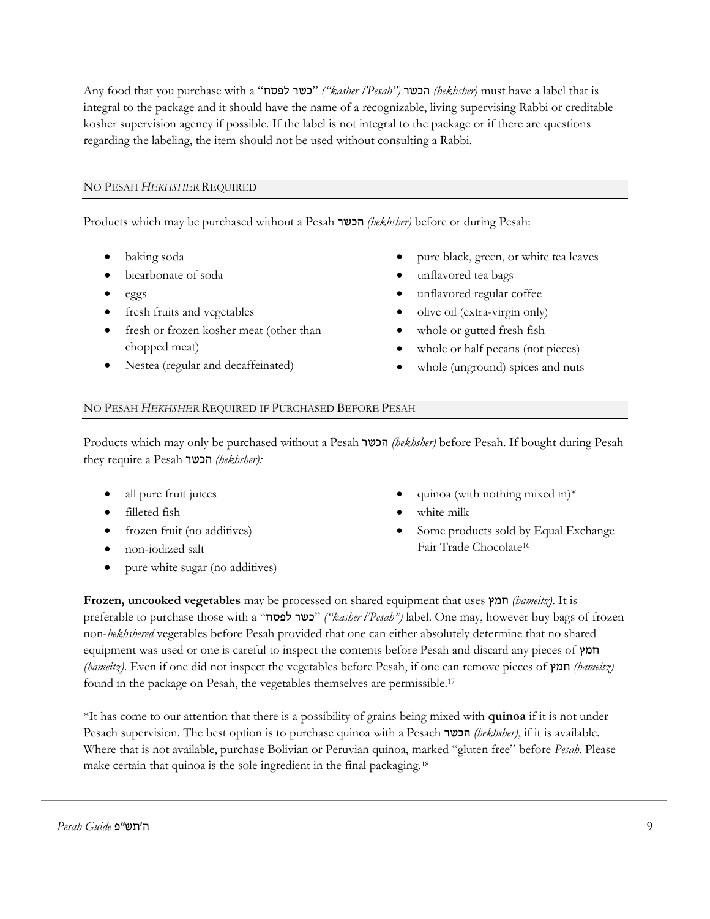Any food that you purchase with a "כשר לפסח" *("kasher l'Pesah")* הכשר *(hekhsher)* must have a label that is integral to the package and it should have the name of a recognizable, living supervising Rabbi or creditable kosher supervision agency if possible. If the label is not integral to the package or if there are questions regarding the labeling, the item should not be used without consulting a Rabbi.

## NO PESAH *HEKHSHER* REQUIRED

Products which may be purchased without a Pesah הכשר *(hekhsher)* before or during Pesah:

- baking soda
- bicarbonate of soda
- eggs
- fresh fruits and vegetables
- fresh or frozen kosher meat (other than chopped meat)
- Nestea (regular and decaffeinated)
- pure black, green, or white tea leaves
- unflavored tea bags
- unflavored regular coffee
- olive oil (extra-virgin only)
- whole or gutted fresh fish
- whole or half pecans (not pieces)
- whole (unground) spices and nuts

## NO PESAH *HEKHSHER* REQUIRED IF PURCHASED BEFORE PESAH

Products which may only be purchased without a Pesah הכשר *(hekhsher)* before Pesah. If bought during Pesah they require a Pesah הכשר *(hekhsher):*

- all pure fruit juices
- filleted fish
- frozen fruit (no additives)
- non-iodized salt
- pure white sugar (no additives)
- quinoa (with nothing mixed in)*
- white milk
- Some products sold by Equal Exchange Fair Trade Chocolate[16]

**Frozen, uncooked vegetables** may be processed on shared equipment that uses חמץ *(hameitz)*. It is preferable to purchase those with a "כשר לפסח" *("kasher l'Pesah")* label. One may, however buy bags of frozen non-*hekhshered* vegetables before Pesah provided that one can either absolutely determine that no shared equipment was used or one is careful to inspect the contents before Pesah and discard any pieces of חמץ *(hameitz)*. Even if one did not inspect the vegetables before Pesah, if one can remove pieces of חמץ *(hameitz)* found in the package on Pesah, the vegetables themselves are permissible.[17]

*It has come to our attention that there is a possibility of grains being mixed with **quinoa** if it is not under Pesach supervision. The best option is to purchase quinoa with a Pesach הכשר *(hekhsher)*, if it is available. Where that is not available, purchase Bolivian or Peruvian quinoa, marked "gluten free" before *Pesah*. Please make certain that quinoa is the sole ingredient in the final packaging.[18]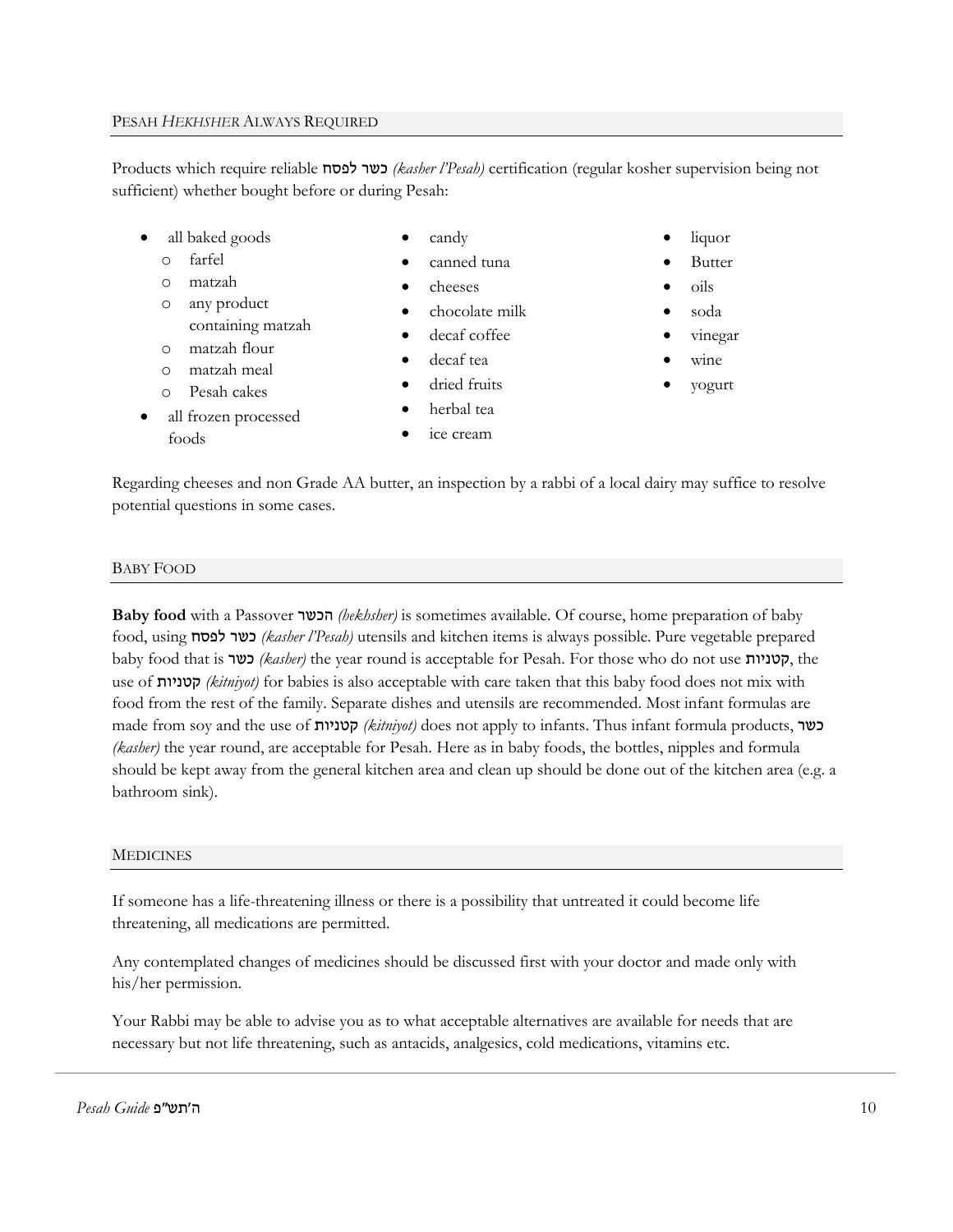## PESAH *HEKHSHER* ALWAYS REQUIRED

Products which require reliable כשר לפסח *(kasher l'Pesah)* certification (regular kosher supervision being not sufficient) whether bought before or during Pesah:

- all baked goods
  - farfel
  - matzah
  - any product containing matzah
  - matzah flour
  - matzah meal
  - Pesah cakes
- all frozen processed foods
- candy
- canned tuna
- cheeses
- chocolate milk
- decaf coffee
- decaf tea
- dried fruits
- herbal tea
- ice cream
- liquor
- Butter
- oils
- soda
- vinegar
- wine
- yogurt

Regarding cheeses and non Grade AA butter, an inspection by a rabbi of a local dairy may suffice to resolve potential questions in some cases.

## BABY FOOD

**Baby food** with a Passover הכשר *(hekhsher)* is sometimes available. Of course, home preparation of baby food, using כשר לפסח *(kasher l'Pesah)* utensils and kitchen items is always possible. Pure vegetable prepared baby food that is כשר *(kasher)* the year round is acceptable for Pesah. For those who do not use קטניות, the use of קטניות *(kitniyot)* for babies is also acceptable with care taken that this baby food does not mix with food from the rest of the family. Separate dishes and utensils are recommended. Most infant formulas are made from soy and the use of קטניות *(kitniyot)* does not apply to infants. Thus infant formula products, כשר *(kasher)* the year round, are acceptable for Pesah. Here as in baby foods, the bottles, nipples and formula should be kept away from the general kitchen area and clean up should be done out of the kitchen area (e.g. a bathroom sink).

## MEDICINES

If someone has a life-threatening illness or there is a possibility that untreated it could become life threatening, all medications are permitted.

Any contemplated changes of medicines should be discussed first with your doctor and made only with his/her permission.

Your Rabbi may be able to advise you as to what acceptable alternatives are available for needs that are necessary but not life threatening, such as antacids, analgesics, cold medications, vitamins etc.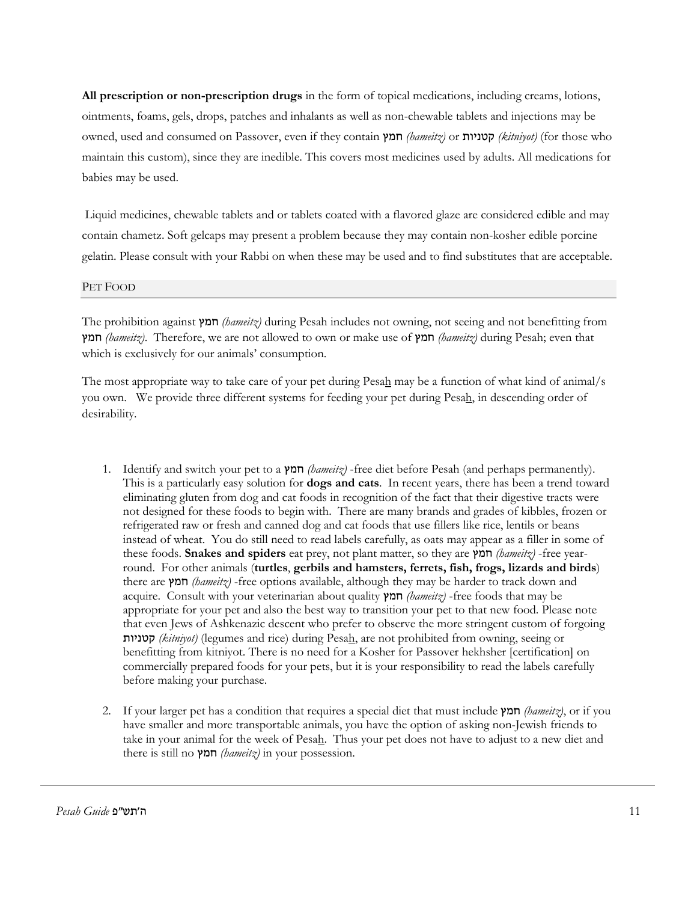**All prescription or non-prescription drugs** in the form of topical medications, including creams, lotions, ointments, foams, gels, drops, patches and inhalants as well as non-chewable tablets and injections may be owned, used and consumed on Passover, even if they contain חמץ *(hameitz)* or קטניות *(kitniyot)* (for those who maintain this custom), since they are inedible. This covers most medicines used by adults. All medications for babies may be used.

Liquid medicines, chewable tablets and or tablets coated with a flavored glaze are considered edible and may contain chametz. Soft gelcaps may present a problem because they may contain non-kosher edible porcine gelatin. Please consult with your Rabbi on when these may be used and to find substitutes that are acceptable.

## PET FOOD

The prohibition against חמץ *(hameitz)* during Pesah includes not owning, not seeing and not benefitting from חמץ *(hameitz)*. Therefore, we are not allowed to own or make use of חמץ *(hameitz)* during Pesah; even that which is exclusively for our animals' consumption.

The most appropriate way to take care of your pet during Pesah may be a function of what kind of animal/s you own. We provide three different systems for feeding your pet during Pesah, in descending order of desirability.

1. Identify and switch your pet to a חמץ *(hameitz)* -free diet before Pesah (and perhaps permanently). This is a particularly easy solution for **dogs and cats**. In recent years, there has been a trend toward eliminating gluten from dog and cat foods in recognition of the fact that their digestive tracts were not designed for these foods to begin with. There are many brands and grades of kibbles, frozen or refrigerated raw or fresh and canned dog and cat foods that use fillers like rice, lentils or beans instead of wheat. You do still need to read labels carefully, as oats may appear as a filler in some of these foods. **Snakes and spiders** eat prey, not plant matter, so they are חמץ *(hameitz)* -free year-round. For other animals (**turtles**, **gerbils and hamsters, ferrets, fish, frogs, lizards and birds**) there are חמץ *(hameitz)* -free options available, although they may be harder to track down and acquire. Consult with your veterinarian about quality חמץ *(hameitz)* -free foods that may be appropriate for your pet and also the best way to transition your pet to that new food. Please note that even Jews of Ashkenazic descent who prefer to observe the more stringent custom of forgoing קטניות *(kitniyot)* (legumes and rice) during Pesah, are not prohibited from owning, seeing or benefitting from kitniyot. There is no need for a Kosher for Passover hekhsher [certification] on commercially prepared foods for your pets, but it is your responsibility to read the labels carefully before making your purchase.

2. If your larger pet has a condition that requires a special diet that must include חמץ *(hameitz)*, or if you have smaller and more transportable animals, you have the option of asking non-Jewish friends to take in your animal for the week of Pesah. Thus your pet does not have to adjust to a new diet and there is still no חמץ *(hameitz)* in your possession.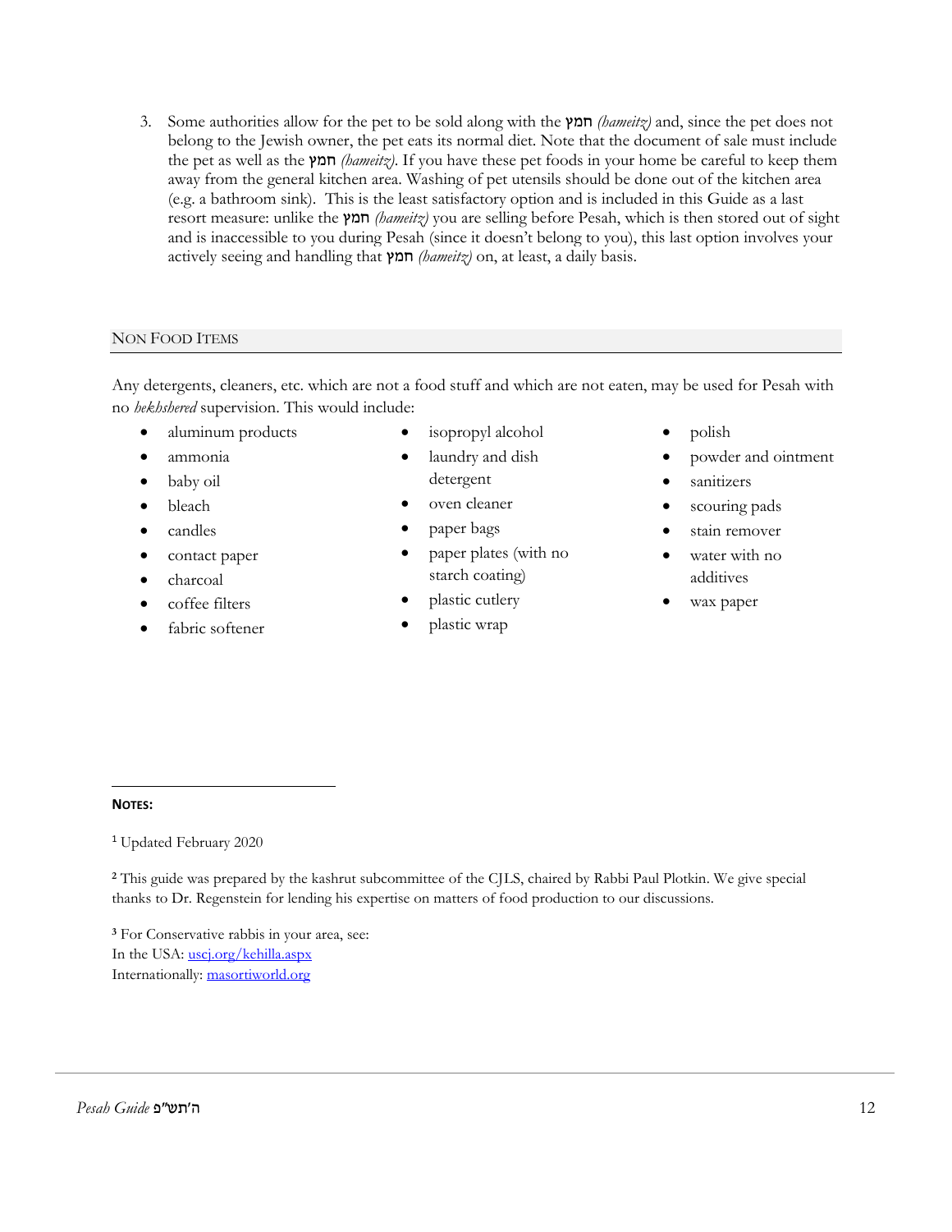3. Some authorities allow for the pet to be sold along with the חמץ *(hameitz)* and, since the pet does not belong to the Jewish owner, the pet eats its normal diet. Note that the document of sale must include the pet as well as the חמץ *(hameitz)*. If you have these pet foods in your home be careful to keep them away from the general kitchen area. Washing of pet utensils should be done out of the kitchen area (e.g. a bathroom sink). This is the least satisfactory option and is included in this Guide as a last resort measure: unlike the חמץ *(hameitz)* you are selling before Pesah, which is then stored out of sight and is inaccessible to you during Pesah (since it doesn't belong to you), this last option involves your actively seeing and handling that חמץ *(hameitz)* on, at least, a daily basis.

## Non Food Items

Any detergents, cleaners, etc. which are not a food stuff and which are not eaten, may be used for Pesah with no *hekhshered* supervision. This would include:

- aluminum products
- ammonia
- baby oil
- bleach
- candles
- contact paper
- charcoal
- coffee filters
- fabric softener
- isopropyl alcohol
- laundry and dish detergent
- oven cleaner
- paper bags
- paper plates (with no starch coating)
- plastic cutlery
- plastic wrap
- polish
- powder and ointment
- sanitizers
- scouring pads
- stain remover
- water with no additives
- wax paper

---

**Notes:**

[1] Updated February 2020

[2] This guide was prepared by the kashrut subcommittee of the CJLS, chaired by Rabbi Paul Plotkin. We give special thanks to Dr. Regenstein for lending his expertise on matters of food production to our discussions.

[3] For Conservative rabbis in your area, see:
In the USA: uscj.org/kehilla.aspx
Internationally: masortiworld.org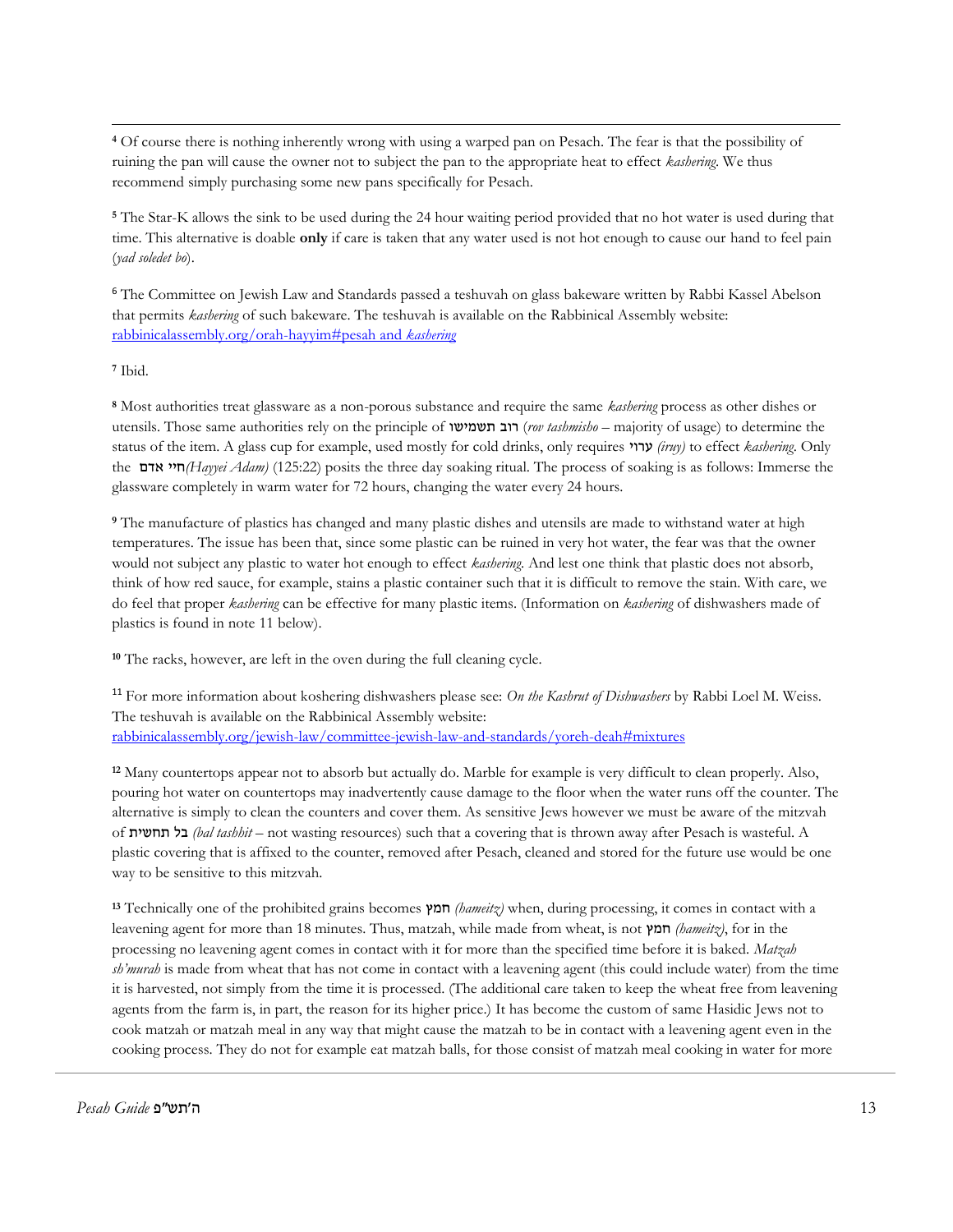[4] Of course there is nothing inherently wrong with using a warped pan on Pesach. The fear is that the possibility of ruining the pan will cause the owner not to subject the pan to the appropriate heat to effect *kashering*. We thus recommend simply purchasing some new pans specifically for Pesach.

[5] The Star-K allows the sink to be used during the 24 hour waiting period provided that no hot water is used during that time. This alternative is doable **only** if care is taken that any water used is not hot enough to cause our hand to feel pain (*yad soledet bo*).

[6] The Committee on Jewish Law and Standards passed a teshuvah on glass bakeware written by Rabbi Kassel Abelson that permits *kashering* of such bakeware. The teshuvah is available on the Rabbinical Assembly website: [rabbinicalassembly.org/orah-hayyim#pesah and *kashering*](rabbinicalassembly.org/orah-hayyim#pesah and kashering)

[7] Ibid.

[8] Most authorities treat glassware as a non-porous substance and require the same *kashering* process as other dishes or utensils. Those same authorities rely on the principle of רוב תשמישו (*rov tashmisho* – majority of usage) to determine the status of the item. A glass cup for example, used mostly for cold drinks, only requires ערוי *(iruy)* to effect *kashering*. Only the חיי אדם *(Hayyei Adam)* (125:22) posits the three day soaking ritual. The process of soaking is as follows: Immerse the glassware completely in warm water for 72 hours, changing the water every 24 hours.

[9] The manufacture of plastics has changed and many plastic dishes and utensils are made to withstand water at high temperatures. The issue has been that, since some plastic can be ruined in very hot water, the fear was that the owner would not subject any plastic to water hot enough to effect *kashering*. And lest one think that plastic does not absorb, think of how red sauce, for example, stains a plastic container such that it is difficult to remove the stain. With care, we do feel that proper *kashering* can be effective for many plastic items. (Information on *kashering* of dishwashers made of plastics is found in note 11 below).

[10] The racks, however, are left in the oven during the full cleaning cycle.

[11] For more information about koshering dishwashers please see: *On the Kashrut of Dishwashers* by Rabbi Loel M. Weiss. The teshuvah is available on the Rabbinical Assembly website: [rabbinicalassembly.org/jewish-law/committee-jewish-law-and-standards/yoreh-deah#mixtures](rabbinicalassembly.org/jewish-law/committee-jewish-law-and-standards/yoreh-deah#mixtures)

[12] Many countertops appear not to absorb but actually do. Marble for example is very difficult to clean properly. Also, pouring hot water on countertops may inadvertently cause damage to the floor when the water runs off the counter. The alternative is simply to clean the counters and cover them. As sensitive Jews however we must be aware of the mitzvah of בל תחשית *(bal tashhit* – not wasting resources) such that a covering that is thrown away after Pesach is wasteful. A plastic covering that is affixed to the counter, removed after Pesach, cleaned and stored for the future use would be one way to be sensitive to this mitzvah.

[13] Technically one of the prohibited grains becomes חמץ *(hameitz)* when, during processing, it comes in contact with a leavening agent for more than 18 minutes. Thus, matzah, while made from wheat, is not חמץ *(hameitz)*, for in the processing no leavening agent comes in contact with it for more than the specified time before it is baked. *Matzah sh'murah* is made from wheat that has not come in contact with a leavening agent (this could include water) from the time it is harvested, not simply from the time it is processed. (The additional care taken to keep the wheat free from leavening agents from the farm is, in part, the reason for its higher price.) It has become the custom of same Hasidic Jews not to cook matzah or matzah meal in any way that might cause the matzah to be in contact with a leavening agent even in the cooking process. They do not for example eat matzah balls, for those consist of matzah meal cooking in water for more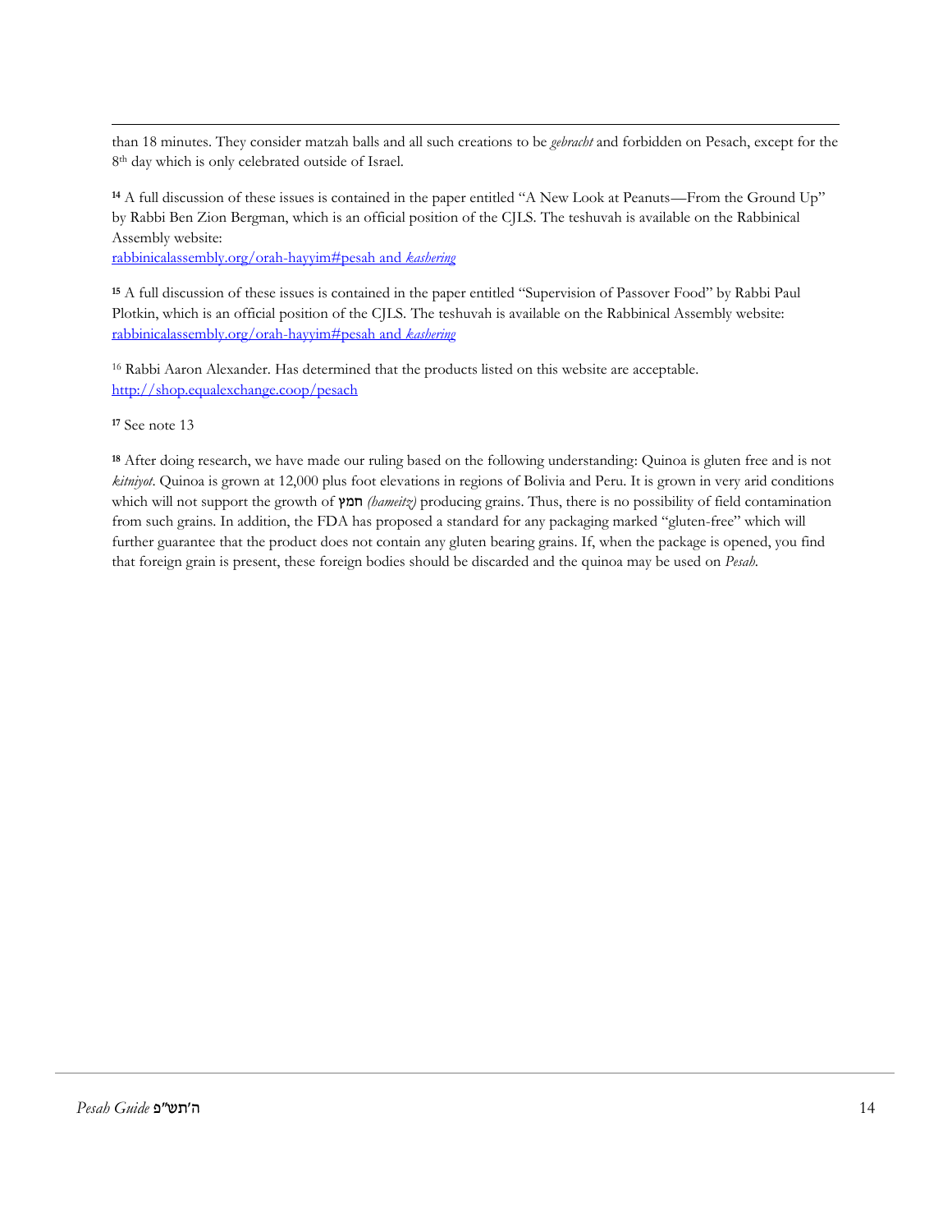than 18 minutes. They consider matzah balls and all such creations to be *gebracht* and forbidden on Pesach, except for the 8th day which is only celebrated outside of Israel.

**14** A full discussion of these issues is contained in the paper entitled "A New Look at Peanuts—From the Ground Up" by Rabbi Ben Zion Bergman, which is an official position of the CJLS. The teshuvah is available on the Rabbinical Assembly website:
[rabbinicalassembly.org/orah-hayyim#pesah and *kashering*](rabbinicalassembly.org/orah-hayyim#pesah and kashering)

**15** A full discussion of these issues is contained in the paper entitled "Supervision of Passover Food" by Rabbi Paul Plotkin, which is an official position of the CJLS. The teshuvah is available on the Rabbinical Assembly website:
[rabbinicalassembly.org/orah-hayyim#pesah and *kashering*](rabbinicalassembly.org/orah-hayyim#pesah and kashering)

16 Rabbi Aaron Alexander. Has determined that the products listed on this website are acceptable.
[http://shop.equalexchange.coop/pesach](http://shop.equalexchange.coop/pesach)

**17** See note 13

**18** After doing research, we have made our ruling based on the following understanding: Quinoa is gluten free and is not *kitniyot*. Quinoa is grown at 12,000 plus foot elevations in regions of Bolivia and Peru. It is grown in very arid conditions which will not support the growth of **חמץ** *(hameitz)* producing grains. Thus, there is no possibility of field contamination from such grains. In addition, the FDA has proposed a standard for any packaging marked "gluten-free" which will further guarantee that the product does not contain any gluten bearing grains. If, when the package is opened, you find that foreign grain is present, these foreign bodies should be discarded and the quinoa may be used on *Pesah*.